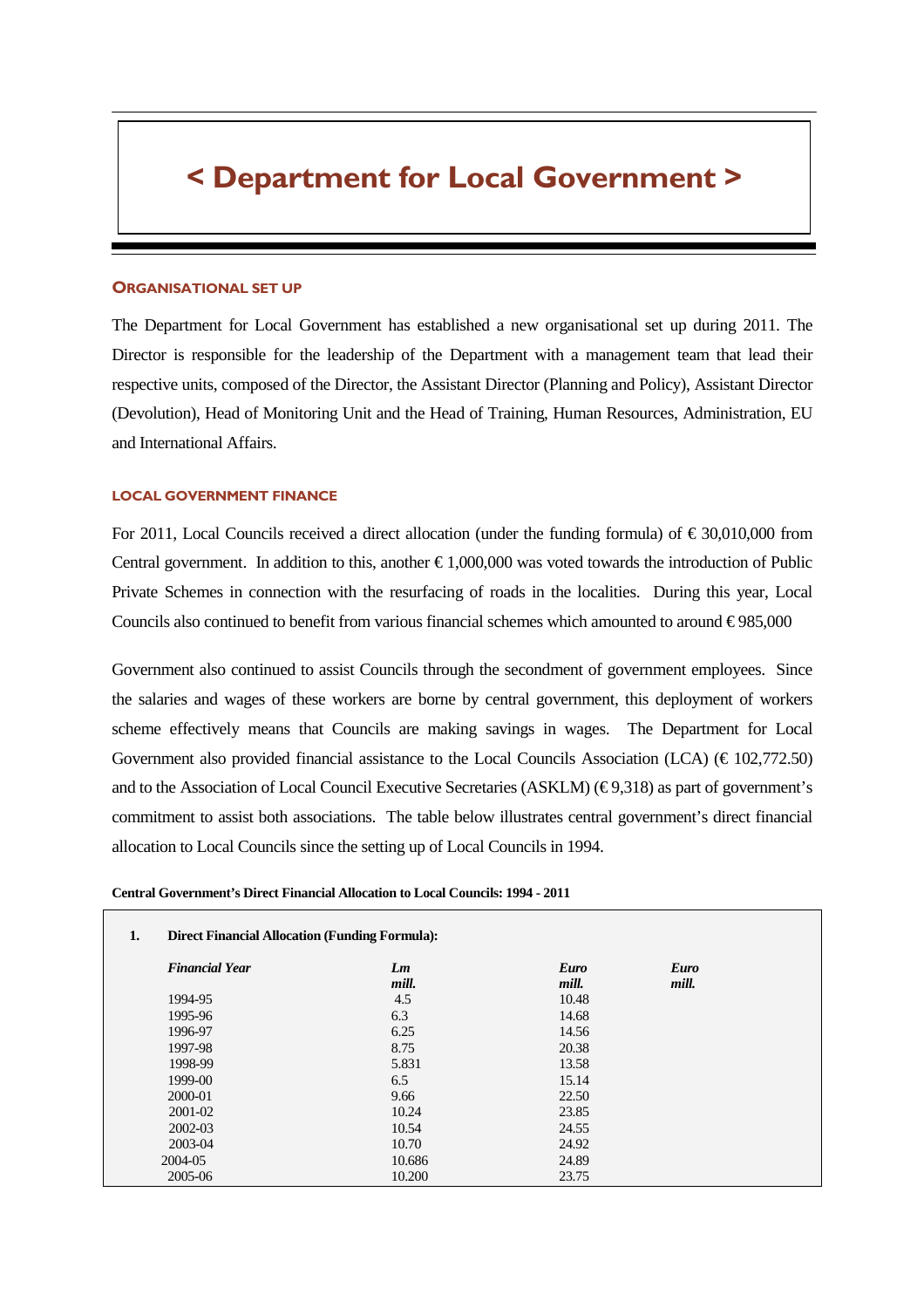# < Department for Local Government >

## Organisational Set Up

The Department for Local Government has established a new organisational set up during 2011. The Director is responsible for the leadership of the Department with a management team that lead their respective units, composed of the Director, the Assistant Director (Planning and Policy), Assistant Director (Devolution), Head of Monitoring Unit and the Head of Training, Human Resources, Administration, EU and International Affairs.

## Local Government Finance

For 2011, Local Councils received a direct allocation (under the funding formula) of € 30,010,000 from Central government. In addition to this, another € 1,000,000 was voted towards the introduction of Public Private Schemes in connection with the resurfacing of roads in the localities. During this year, Local Councils also continued to benefit from various financial schemes which amounted to around € 985,000

Government also continued to assist Councils through the secondment of government employees. Since the salaries and wages of these workers are borne by central government, this deployment of workers scheme effectively means that Councils are making savings in wages. The Department for Local Government also provided financial assistance to the Local Councils Association (LCA) (€ 102,772.50) and to the Association of Local Council Executive Secretaries (ASKLM) (€ 9,318) as part of government's commitment to assist both associations. The table below illustrates central government's direct financial allocation to Local Councils since the setting up of Local Councils in 1994.

**Central Government's Direct Financial Allocation to Local Councils: 1994 - 2011**

**1. Direct Financial Allocation (Funding Formula):**

| *Financial Year* | *Lm mill.* | *Euro mill.* | *Euro mill.* |
|---|---|---|---|
| 1994-95 | 4.5 | 10.48 | |
| 1995-96 | 6.3 | 14.68 | |
| 1996-97 | 6.25 | 14.56 | |
| 1997-98 | 8.75 | 20.38 | |
| 1998-99 | 5.831 | 13.58 | |
| 1999-00 | 6.5 | 15.14 | |
| 2000-01 | 9.66 | 22.50 | |
| 2001-02 | 10.24 | 23.85 | |
| 2002-03 | 10.54 | 24.55 | |
| 2003-04 | 10.70 | 24.92 | |
| 2004-05 | 10.686 | 24.89 | |
| 2005-06 | 10.200 | 23.75 | |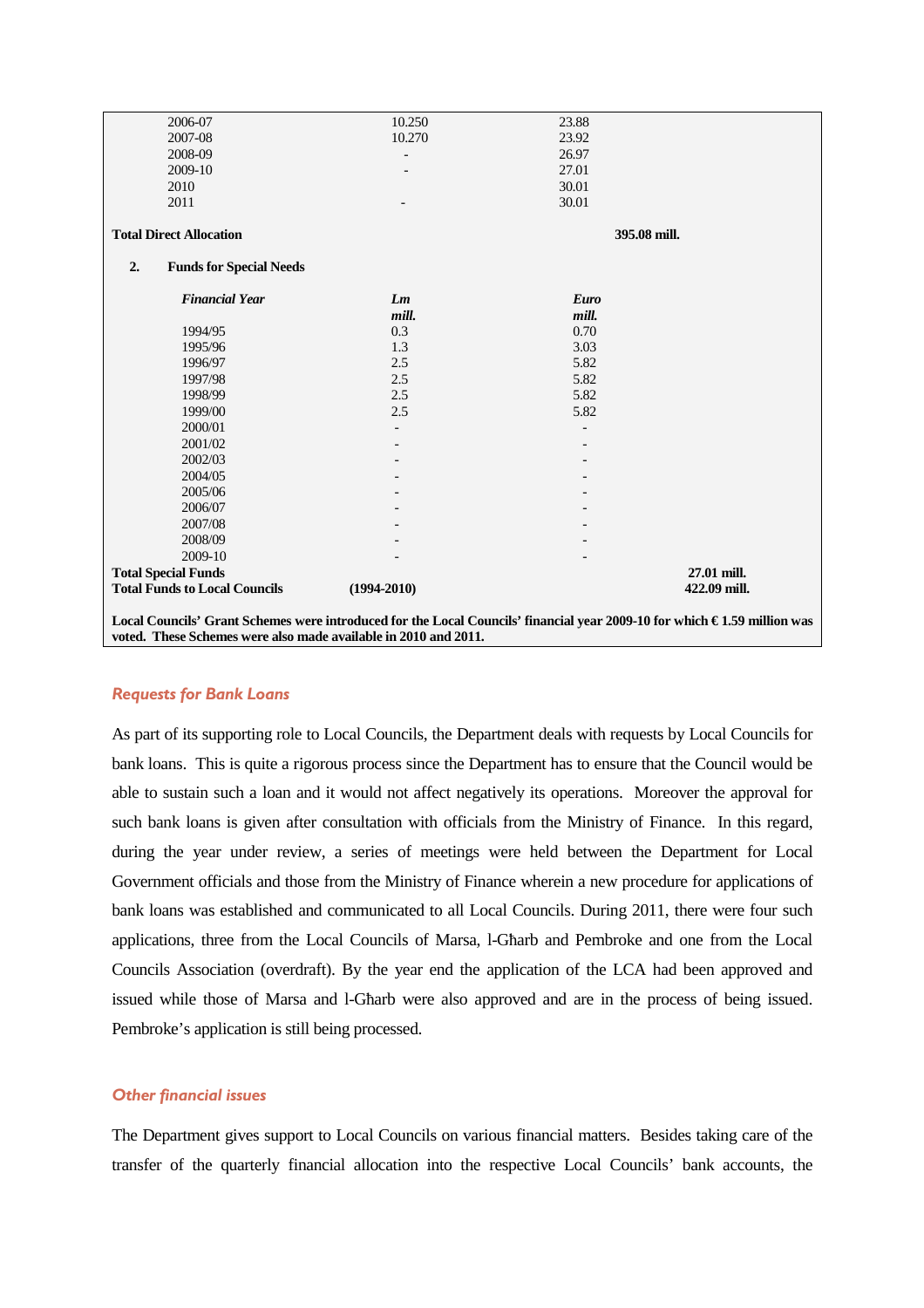| | | | |
|---|---|---|---|
| 2006-07 | 10.250 | 23.88 | |
| 2007-08 | 10.270 | 23.92 | |
| 2008-09 | - | 26.97 | |
| 2009-10 | - | 27.01 | |
| 2010 | | 30.01 | |
| 2011 | - | 30.01 | |
| **Total Direct Allocation** | | | **395.08 mill.** |

**2. Funds for Special Needs**

| ***Financial Year*** | ***Lm mill.*** | ***Euro mill.*** | |
|---|---|---|---|
| 1994/95 | 0.3 | 0.70 | |
| 1995/96 | 1.3 | 3.03 | |
| 1996/97 | 2.5 | 5.82 | |
| 1997/98 | 2.5 | 5.82 | |
| 1998/99 | 2.5 | 5.82 | |
| 1999/00 | 2.5 | 5.82 | |
| 2000/01 | - | - | |
| 2001/02 | - | - | |
| 2002/03 | - | - | |
| 2004/05 | - | - | |
| 2005/06 | - | - | |
| 2006/07 | - | - | |
| 2007/08 | - | - | |
| 2008/09 | - | - | |
| 2009-10 | - | - | |
| **Total Special Funds** | | | **27.01 mill.** |
| **Total Funds to Local Councils** | **(1994-2010)** | | **422.09 mill.** |

**Local Councils' Grant Schemes were introduced for the Local Councils' financial year 2009-10 for which € 1.59 million was voted. These Schemes were also made available in 2010 and 2011.**

### *Requests for Bank Loans*

As part of its supporting role to Local Councils, the Department deals with requests by Local Councils for bank loans. This is quite a rigorous process since the Department has to ensure that the Council would be able to sustain such a loan and it would not affect negatively its operations. Moreover the approval for such bank loans is given after consultation with officials from the Ministry of Finance. In this regard, during the year under review, a series of meetings were held between the Department for Local Government officials and those from the Ministry of Finance wherein a new procedure for applications of bank loans was established and communicated to all Local Councils. During 2011, there were four such applications, three from the Local Councils of Marsa, l-Għarb and Pembroke and one from the Local Councils Association (overdraft). By the year end the application of the LCA had been approved and issued while those of Marsa and l-Għarb were also approved and are in the process of being issued. Pembroke's application is still being processed.

### *Other financial issues*

The Department gives support to Local Councils on various financial matters. Besides taking care of the transfer of the quarterly financial allocation into the respective Local Councils' bank accounts, the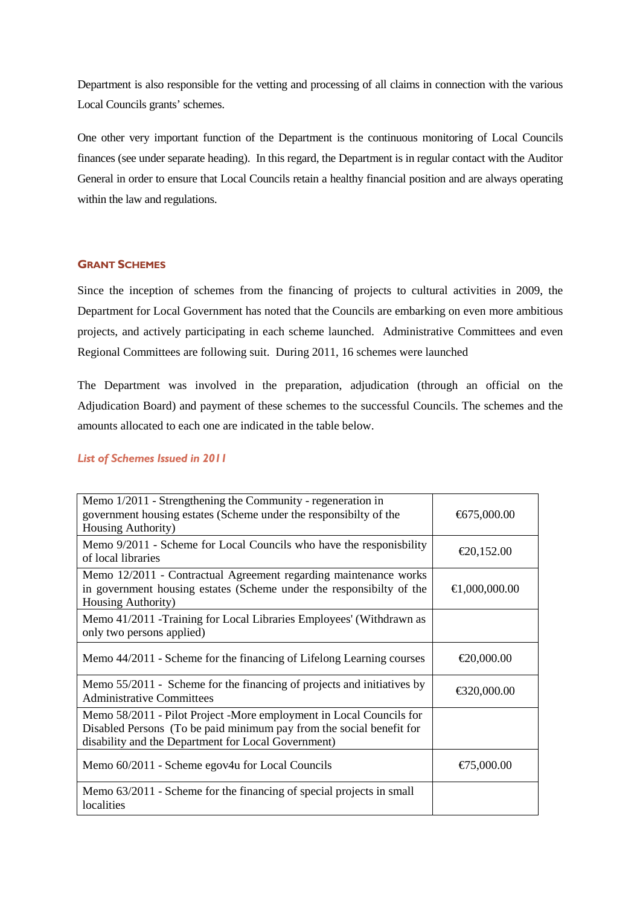Department is also responsible for the vetting and processing of all claims in connection with the various Local Councils grants' schemes.

One other very important function of the Department is the continuous monitoring of Local Councils finances (see under separate heading). In this regard, the Department is in regular contact with the Auditor General in order to ensure that Local Councils retain a healthy financial position and are always operating within the law and regulations.

## GRANT SCHEMES

Since the inception of schemes from the financing of projects to cultural activities in 2009, the Department for Local Government has noted that the Councils are embarking on even more ambitious projects, and actively participating in each scheme launched. Administrative Committees and even Regional Committees are following suit. During 2011, 16 schemes were launched

The Department was involved in the preparation, adjudication (through an official on the Adjudication Board) and payment of these schemes to the successful Councils. The schemes and the amounts allocated to each one are indicated in the table below.

### *List of Schemes Issued in 2011*

| | |
|---|---|
| Memo 1/2011 - Strengthening the Community - regeneration in government housing estates (Scheme under the responsibilty of the Housing Authority) | €675,000.00 |
| Memo 9/2011 - Scheme for Local Councils who have the responisbility of local libraries | €20,152.00 |
| Memo 12/2011 - Contractual Agreement regarding maintenance works in government housing estates (Scheme under the responsibilty of the Housing Authority) | €1,000,000.00 |
| Memo 41/2011 -Training for Local Libraries Employees' (Withdrawn as only two persons applied) | |
| Memo 44/2011 - Scheme for the financing of Lifelong Learning courses | €20,000.00 |
| Memo 55/2011 - Scheme for the financing of projects and initiatives by Administrative Committees | €320,000.00 |
| Memo 58/2011 - Pilot Project -More employment in Local Councils for Disabled Persons (To be paid minimum pay from the social benefit for disability and the Department for Local Government) | |
| Memo 60/2011 - Scheme egov4u for Local Councils | €75,000.00 |
| Memo 63/2011 - Scheme for the financing of special projects in small localities | |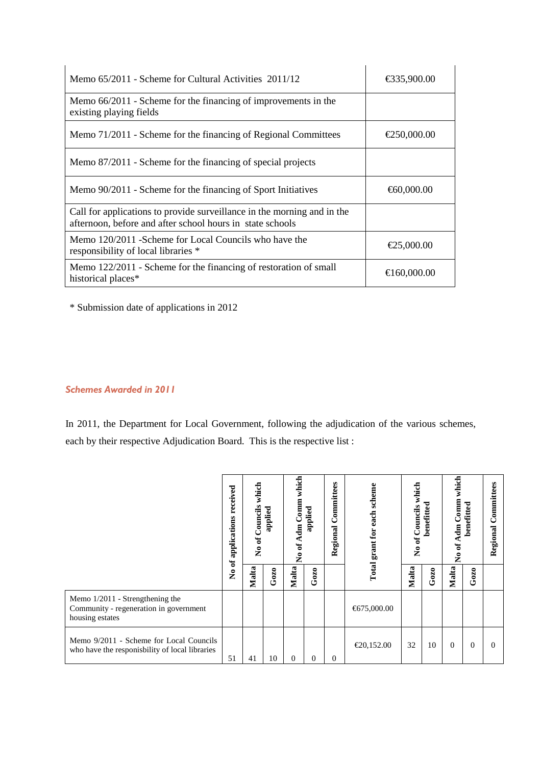| | |
|---|---|
| Memo 65/2011 - Scheme for Cultural Activities 2011/12 | €335,900.00 |
| Memo 66/2011 - Scheme for the financing of improvements in the existing playing fields | |
| Memo 71/2011 - Scheme for the financing of Regional Committees | €250,000.00 |
| Memo 87/2011 - Scheme for the financing of special projects | |
| Memo 90/2011 - Scheme for the financing of Sport Initiatives | €60,000.00 |
| Call for applications to provide surveillance in the morning and in the afternoon, before and after school hours in state schools | |
| Memo 120/2011 -Scheme for Local Councils who have the responsibility of local libraries * | €25,000.00 |
| Memo 122/2011 - Scheme for the financing of restoration of small historical places* | €160,000.00 |

* Submission date of applications in 2012

### *Schemes Awarded in 2011*

In 2011, the Department for Local Government, following the adjudication of the various schemes, each by their respective Adjudication Board. This is the respective list :

| | No of applications received | No of Councils which applied | | No of Adm Comm which applied | | Regional Committees | Total grant for each scheme | No of Councils which benefitted | | No of Adm Comm which benefitted | | Regional Committees |
|---|---|---|---|---|---|---|---|---|---|---|---|---|
| | | Malta | Gozo | Malta | Gozo | | | Malta | Gozo | Malta | Gozo | |
| Memo 1/2011 - Strengthening the Community - regeneration in government housing estates | | | | | | | €675,000.00 | | | | | |
| Memo 9/2011 - Scheme for Local Councils who have the responisbility of local libraries | 51 | 41 | 10 | 0 | 0 | 0 | €20,152.00 | 32 | 10 | 0 | 0 | 0 |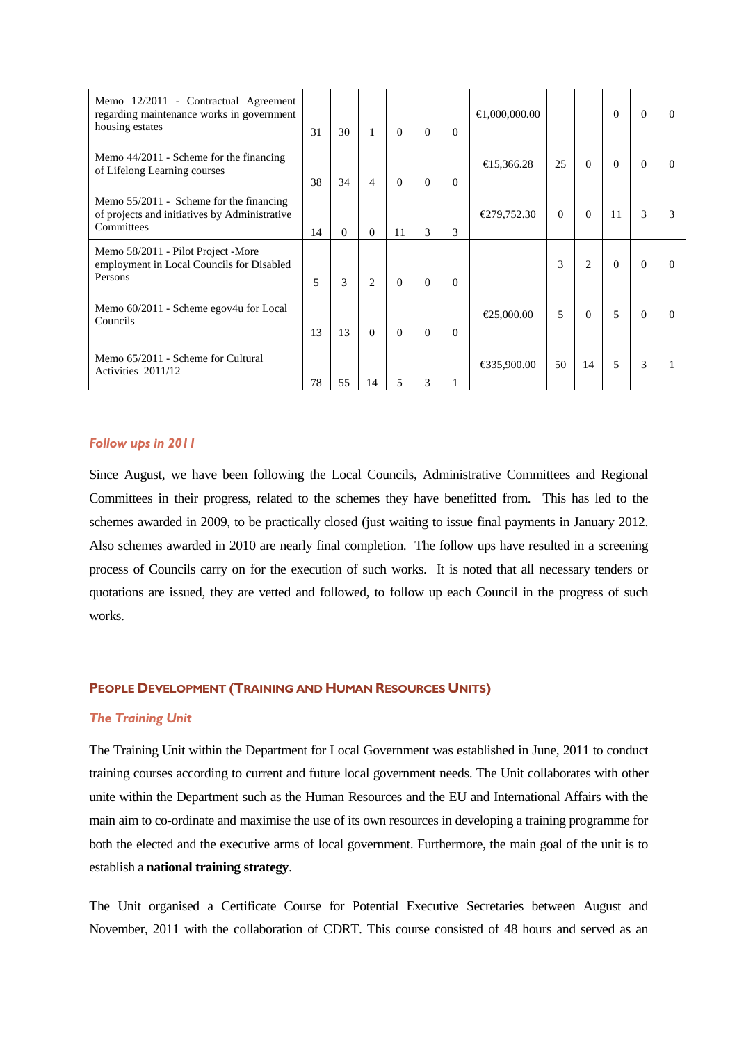| | | | | | | | | | | | | |
|---|---|---|---|---|---|---|---|---|---|---|---|---|
| Memo 12/2011 - Contractual Agreement regarding maintenance works in government housing estates | 31 | 30 | 1 | 0 | 0 | 0 | €1,000,000.00 | | | 0 | 0 | 0 |
| Memo 44/2011 - Scheme for the financing of Lifelong Learning courses | 38 | 34 | 4 | 0 | 0 | 0 | €15,366.28 | 25 | 0 | 0 | 0 | 0 |
| Memo 55/2011 - Scheme for the financing of projects and initiatives by Administrative Committees | 14 | 0 | 0 | 11 | 3 | 3 | €279,752.30 | 0 | 0 | 11 | 3 | 3 |
| Memo 58/2011 - Pilot Project -More employment in Local Councils for Disabled Persons | 5 | 3 | 2 | 0 | 0 | 0 | | 3 | 2 | 0 | 0 | 0 |
| Memo 60/2011 - Scheme egov4u for Local Councils | 13 | 13 | 0 | 0 | 0 | 0 | €25,000.00 | 5 | 0 | 5 | 0 | 0 |
| Memo 65/2011 - Scheme for Cultural Activities 2011/12 | 78 | 55 | 14 | 5 | 3 | 1 | €335,900.00 | 50 | 14 | 5 | 3 | 1 |

### *Follow ups in 2011*

Since August, we have been following the Local Councils, Administrative Committees and Regional Committees in their progress, related to the schemes they have benefitted from. This has led to the schemes awarded in 2009, to be practically closed (just waiting to issue final payments in January 2012. Also schemes awarded in 2010 are nearly final completion. The follow ups have resulted in a screening process of Councils carry on for the execution of such works. It is noted that all necessary tenders or quotations are issued, they are vetted and followed, to follow up each Council in the progress of such works.

## PEOPLE DEVELOPMENT (TRAINING AND HUMAN RESOURCES UNITS)

### *The Training Unit*

The Training Unit within the Department for Local Government was established in June, 2011 to conduct training courses according to current and future local government needs. The Unit collaborates with other unite within the Department such as the Human Resources and the EU and International Affairs with the main aim to co-ordinate and maximise the use of its own resources in developing a training programme for both the elected and the executive arms of local government. Furthermore, the main goal of the unit is to establish a **national training strategy**.

The Unit organised a Certificate Course for Potential Executive Secretaries between August and November, 2011 with the collaboration of CDRT. This course consisted of 48 hours and served as an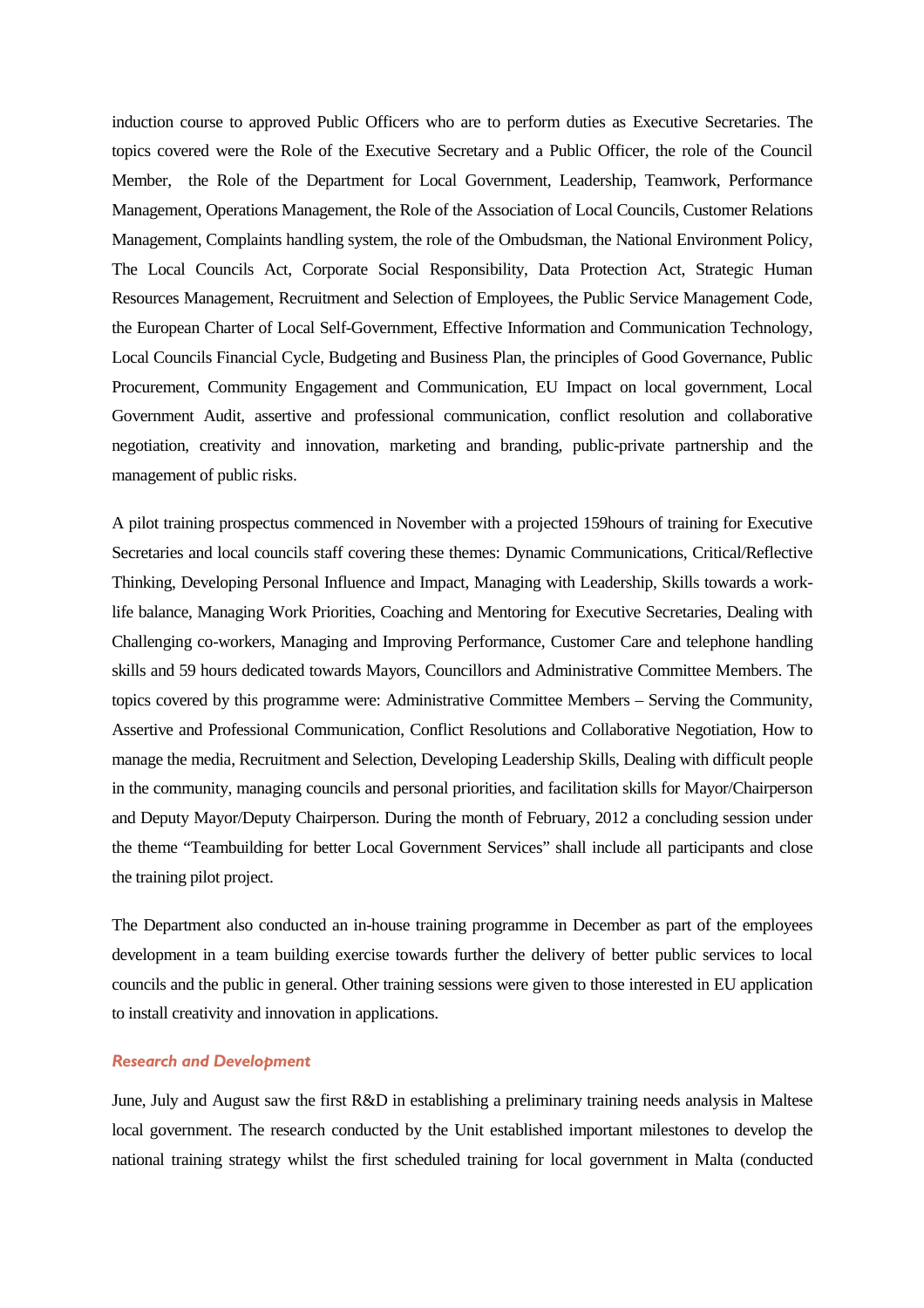induction course to approved Public Officers who are to perform duties as Executive Secretaries. The topics covered were the Role of the Executive Secretary and a Public Officer, the role of the Council Member, the Role of the Department for Local Government, Leadership, Teamwork, Performance Management, Operations Management, the Role of the Association of Local Councils, Customer Relations Management, Complaints handling system, the role of the Ombudsman, the National Environment Policy, The Local Councils Act, Corporate Social Responsibility, Data Protection Act, Strategic Human Resources Management, Recruitment and Selection of Employees, the Public Service Management Code, the European Charter of Local Self-Government, Effective Information and Communication Technology, Local Councils Financial Cycle, Budgeting and Business Plan, the principles of Good Governance, Public Procurement, Community Engagement and Communication, EU Impact on local government, Local Government Audit, assertive and professional communication, conflict resolution and collaborative negotiation, creativity and innovation, marketing and branding, public-private partnership and the management of public risks.

A pilot training prospectus commenced in November with a projected 159hours of training for Executive Secretaries and local councils staff covering these themes: Dynamic Communications, Critical/Reflective Thinking, Developing Personal Influence and Impact, Managing with Leadership, Skills towards a work-life balance, Managing Work Priorities, Coaching and Mentoring for Executive Secretaries, Dealing with Challenging co-workers, Managing and Improving Performance, Customer Care and telephone handling skills and 59 hours dedicated towards Mayors, Councillors and Administrative Committee Members. The topics covered by this programme were: Administrative Committee Members – Serving the Community, Assertive and Professional Communication, Conflict Resolutions and Collaborative Negotiation, How to manage the media, Recruitment and Selection, Developing Leadership Skills, Dealing with difficult people in the community, managing councils and personal priorities, and facilitation skills for Mayor/Chairperson and Deputy Mayor/Deputy Chairperson. During the month of February, 2012 a concluding session under the theme "Teambuilding for better Local Government Services" shall include all participants and close the training pilot project.

The Department also conducted an in-house training programme in December as part of the employees development in a team building exercise towards further the delivery of better public services to local councils and the public in general. Other training sessions were given to those interested in EU application to install creativity and innovation in applications.

### *Research and Development*

June, July and August saw the first R&D in establishing a preliminary training needs analysis in Maltese local government. The research conducted by the Unit established important milestones to develop the national training strategy whilst the first scheduled training for local government in Malta (conducted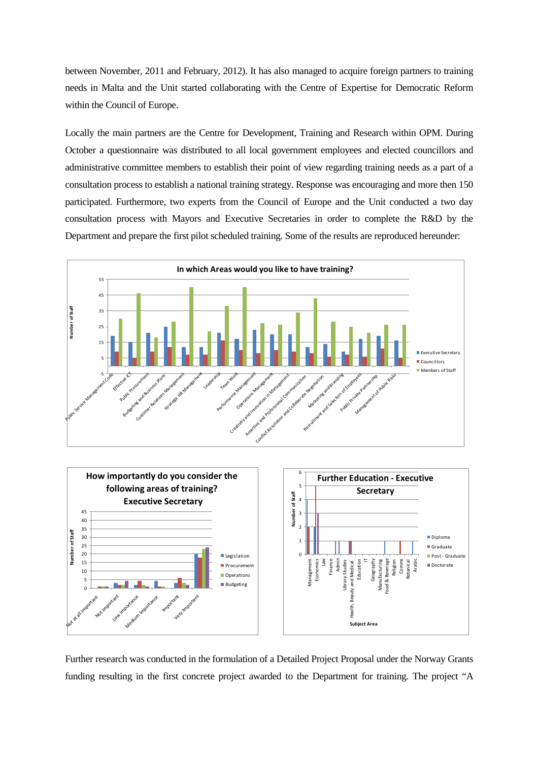between November, 2011 and February, 2012). It has also managed to acquire foreign partners to training needs in Malta and the Unit started collaborating with the Centre of Expertise for Democratic Reform within the Council of Europe.

Locally the main partners are the Centre for Development, Training and Research within OPM. During October a questionnaire was distributed to all local government employees and elected councillors and administrative committee members to establish their point of view regarding training needs as a part of a consultation process to establish a national training strategy. Response was encouraging and more then 150 participated. Furthermore, two experts from the Council of Europe and the Unit conducted a two day consultation process with Mayors and Executive Secretaries in order to complete the R&D by the Department and prepare the first pilot scheduled training. Some of the results are reproduced hereunder:

Further research was conducted in the formulation of a Detailed Project Proposal under the Norway Grants funding resulting in the first concrete project awarded to the Department for training. The project "A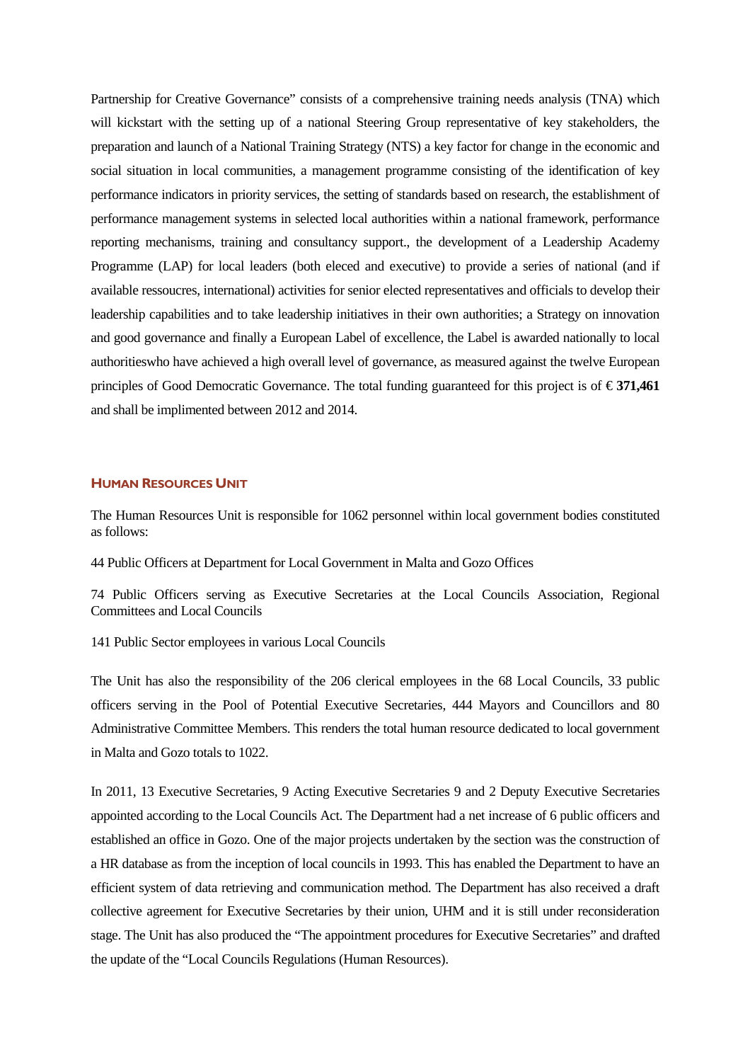Partnership for Creative Governance" consists of a comprehensive training needs analysis (TNA) which will kickstart with the setting up of a national Steering Group representative of key stakeholders, the preparation and launch of a National Training Strategy (NTS) a key factor for change in the economic and social situation in local communities, a management programme consisting of the identification of key performance indicators in priority services, the setting of standards based on research, the establishment of performance management systems in selected local authorities within a national framework, performance reporting mechanisms, training and consultancy support., the development of a Leadership Academy Programme (LAP) for local leaders (both eleced and executive) to provide a series of national (and if available ressoucres, international) activities for senior elected representatives and officials to develop their leadership capabilities and to take leadership initiatives in their own authorities; a Strategy on innovation and good governance and finally a European Label of excellence, the Label is awarded nationally to local authoritieswho have achieved a high overall level of governance, as measured against the twelve European principles of Good Democratic Governance. The total funding guaranteed for this project is of € **371,461** and shall be implimented between 2012 and 2014.

## Human Resources Unit

The Human Resources Unit is responsible for 1062 personnel within local government bodies constituted as follows:

44 Public Officers at Department for Local Government in Malta and Gozo Offices

74 Public Officers serving as Executive Secretaries at the Local Councils Association, Regional Committees and Local Councils

141 Public Sector employees in various Local Councils

The Unit has also the responsibility of the 206 clerical employees in the 68 Local Councils, 33 public officers serving in the Pool of Potential Executive Secretaries, 444 Mayors and Councillors and 80 Administrative Committee Members. This renders the total human resource dedicated to local government in Malta and Gozo totals to 1022.

In 2011, 13 Executive Secretaries, 9 Acting Executive Secretaries 9 and 2 Deputy Executive Secretaries appointed according to the Local Councils Act. The Department had a net increase of 6 public officers and established an office in Gozo. One of the major projects undertaken by the section was the construction of a HR database as from the inception of local councils in 1993. This has enabled the Department to have an efficient system of data retrieving and communication method. The Department has also received a draft collective agreement for Executive Secretaries by their union, UHM and it is still under reconsideration stage. The Unit has also produced the "The appointment procedures for Executive Secretaries" and drafted the update of the "Local Councils Regulations (Human Resources).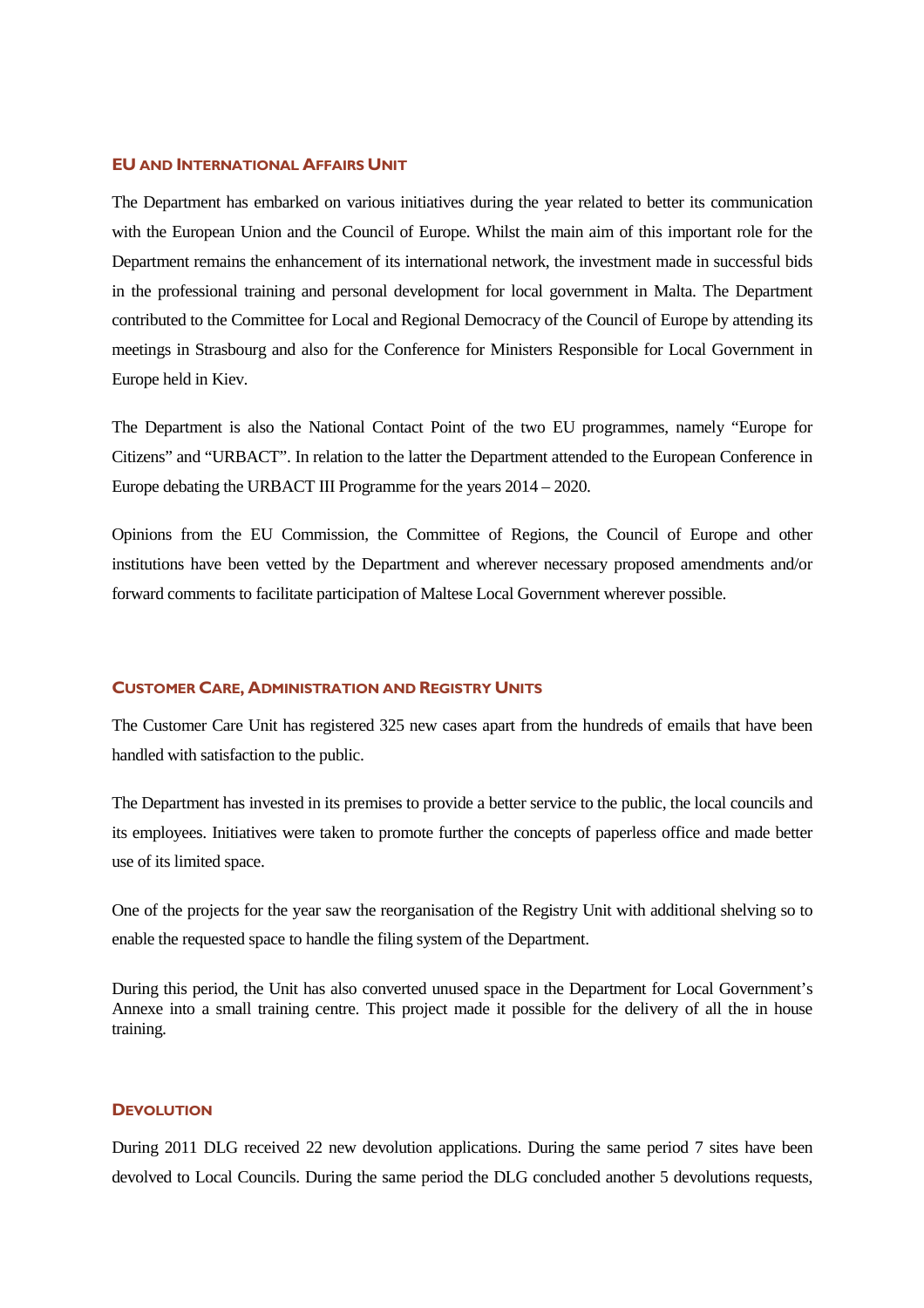## EU and International Affairs Unit

The Department has embarked on various initiatives during the year related to better its communication with the European Union and the Council of Europe. Whilst the main aim of this important role for the Department remains the enhancement of its international network, the investment made in successful bids in the professional training and personal development for local government in Malta. The Department contributed to the Committee for Local and Regional Democracy of the Council of Europe by attending its meetings in Strasbourg and also for the Conference for Ministers Responsible for Local Government in Europe held in Kiev.

The Department is also the National Contact Point of the two EU programmes, namely "Europe for Citizens" and "URBACT". In relation to the latter the Department attended to the European Conference in Europe debating the URBACT III Programme for the years 2014 – 2020.

Opinions from the EU Commission, the Committee of Regions, the Council of Europe and other institutions have been vetted by the Department and wherever necessary proposed amendments and/or forward comments to facilitate participation of Maltese Local Government wherever possible.

## Customer Care, Administration and Registry Units

The Customer Care Unit has registered 325 new cases apart from the hundreds of emails that have been handled with satisfaction to the public.

The Department has invested in its premises to provide a better service to the public, the local councils and its employees. Initiatives were taken to promote further the concepts of paperless office and made better use of its limited space.

One of the projects for the year saw the reorganisation of the Registry Unit with additional shelving so to enable the requested space to handle the filing system of the Department.

During this period, the Unit has also converted unused space in the Department for Local Government's Annexe into a small training centre. This project made it possible for the delivery of all the in house training.

## Devolution

During 2011 DLG received 22 new devolution applications. During the same period 7 sites have been devolved to Local Councils. During the same period the DLG concluded another 5 devolutions requests,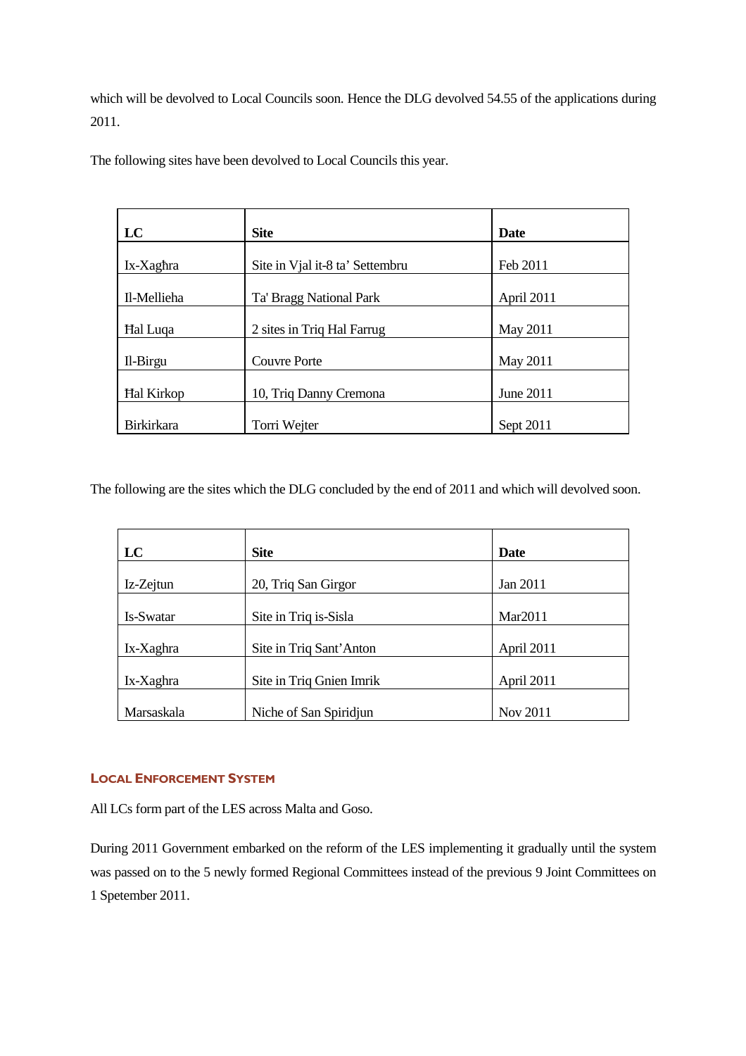which will be devolved to Local Councils soon. Hence the DLG devolved 54.55 of the applications during 2011.

The following sites have been devolved to Local Councils this year.

| LC | Site | Date |
|---|---|---|
| Ix-Xagħra | Site in Vjal it-8 ta' Settembru | Feb 2011 |
| Il-Mellieha | Ta' Bragg National Park | April 2011 |
| Ħal Luqa | 2 sites in Triq Hal Farrug | May 2011 |
| Il-Birgu | Couvre Porte | May 2011 |
| Ħal Kirkop | 10, Triq Danny Cremona | June 2011 |
| Birkirkara | Torri Wejter | Sept 2011 |

The following are the sites which the DLG concluded by the end of 2011 and which will devolved soon.

| LC | Site | Date |
|---|---|---|
| Iz-Zejtun | 20, Triq San Girgor | Jan 2011 |
| Is-Swatar | Site in Triq is-Sisla | Mar2011 |
| Ix-Xaghra | Site in Triq Sant'Anton | April 2011 |
| Ix-Xaghra | Site in Triq Gnien Imrik | April 2011 |
| Marsaskala | Niche of San Spiridjun | Nov 2011 |

## Local Enforcement System

All LCs form part of the LES across Malta and Goso.

During 2011 Government embarked on the reform of the LES implementing it gradually until the system was passed on to the 5 newly formed Regional Committees instead of the previous 9 Joint Committees on 1 Spetember 2011.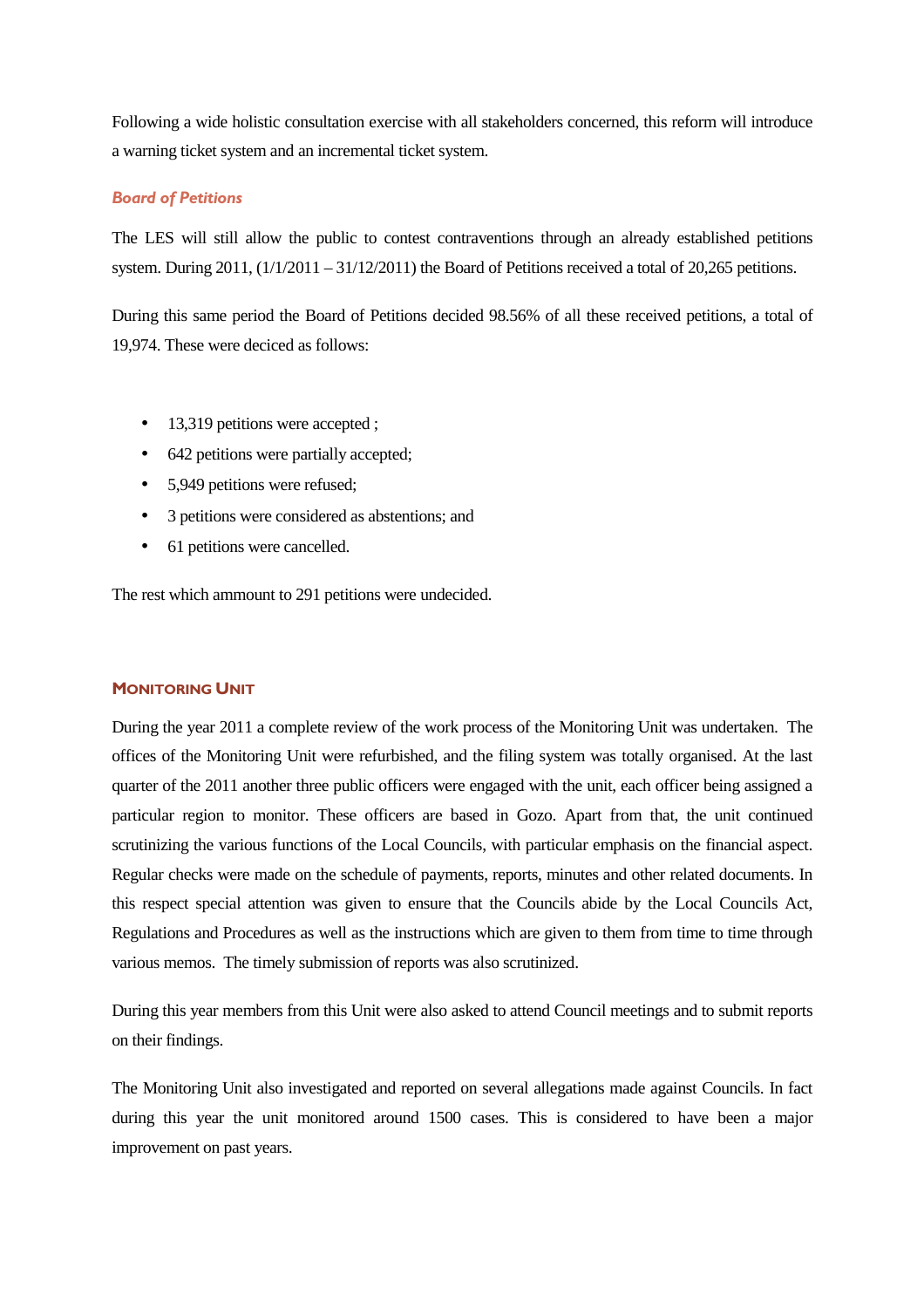Following a wide holistic consultation exercise with all stakeholders concerned, this reform will introduce a warning ticket system and an incremental ticket system.

### *Board of Petitions*

The LES will still allow the public to contest contraventions through an already established petitions system. During 2011, (1/1/2011 – 31/12/2011) the Board of Petitions received a total of 20,265 petitions.

During this same period the Board of Petitions decided 98.56% of all these received petitions, a total of 19,974. These were deciced as follows:

- 13,319 petitions were accepted ;
- 642 petitions were partially accepted;
- 5,949 petitions were refused;
- 3 petitions were considered as abstentions; and
- 61 petitions were cancelled.

The rest which ammount to 291 petitions were undecided.

## Monitoring Unit

During the year 2011 a complete review of the work process of the Monitoring Unit was undertaken. The offices of the Monitoring Unit were refurbished, and the filing system was totally organised. At the last quarter of the 2011 another three public officers were engaged with the unit, each officer being assigned a particular region to monitor. These officers are based in Gozo. Apart from that, the unit continued scrutinizing the various functions of the Local Councils, with particular emphasis on the financial aspect. Regular checks were made on the schedule of payments, reports, minutes and other related documents. In this respect special attention was given to ensure that the Councils abide by the Local Councils Act, Regulations and Procedures as well as the instructions which are given to them from time to time through various memos. The timely submission of reports was also scrutinized.

During this year members from this Unit were also asked to attend Council meetings and to submit reports on their findings.

The Monitoring Unit also investigated and reported on several allegations made against Councils. In fact during this year the unit monitored around 1500 cases. This is considered to have been a major improvement on past years.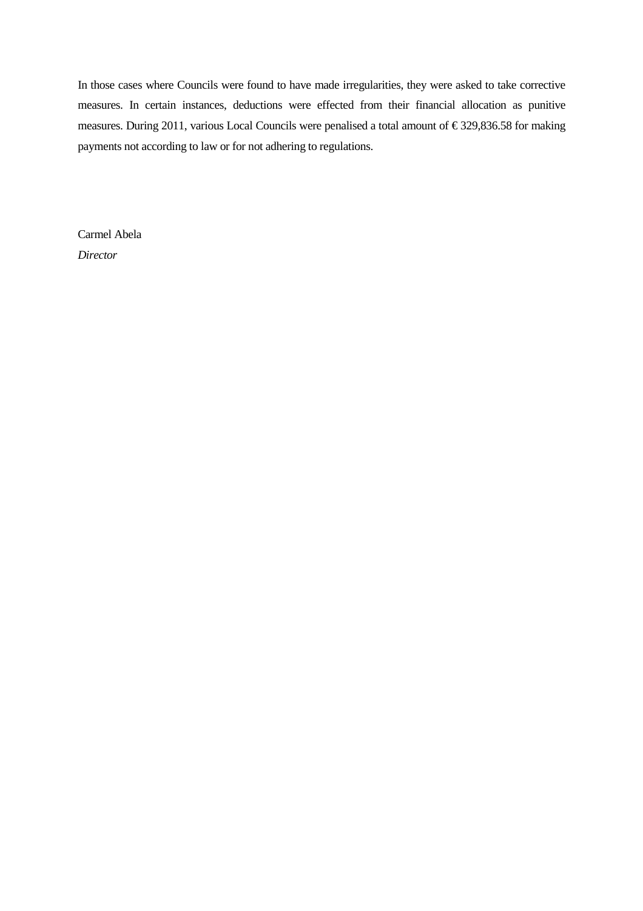In those cases where Councils were found to have made irregularities, they were asked to take corrective measures. In certain instances, deductions were effected from their financial allocation as punitive measures. During 2011, various Local Councils were penalised a total amount of € 329,836.58 for making payments not according to law or for not adhering to regulations.

Carmel Abela

*Director*